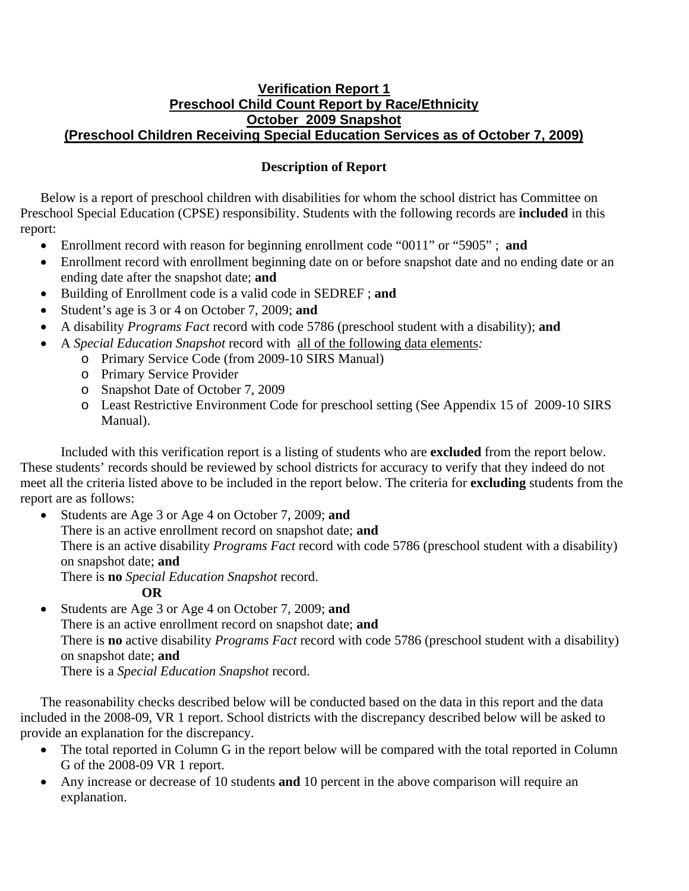# Verification Report 1
# Preschool Child Count Report by Race/Ethnicity
# October 2009 Snapshot
# (Preschool Children Receiving Special Education Services as of October 7, 2009)

## Description of Report

Below is a report of preschool children with disabilities for whom the school district has Committee on Preschool Special Education (CPSE) responsibility. Students with the following records are **included** in this report:

- Enrollment record with reason for beginning enrollment code "0011" or "5905" ; **and**
- Enrollment record with enrollment beginning date on or before snapshot date and no ending date or an ending date after the snapshot date; **and**
- Building of Enrollment code is a valid code in SEDREF ; **and**
- Student's age is 3 or 4 on October 7, 2009; **and**
- A disability *Programs Fact* record with code 5786 (preschool student with a disability); **and**
- A *Special Education Snapshot* record with all of the following data elements*:*
  - Primary Service Code (from 2009-10 SIRS Manual)
  - Primary Service Provider
  - Snapshot Date of October 7, 2009
  - Least Restrictive Environment Code for preschool setting (See Appendix 15 of 2009-10 SIRS Manual).

Included with this verification report is a listing of students who are **excluded** from the report below. These students' records should be reviewed by school districts for accuracy to verify that they indeed do not meet all the criteria listed above to be included in the report below. The criteria for **excluding** students from the report are as follows:

- Students are Age 3 or Age 4 on October 7, 2009; **and**
  There is an active enrollment record on snapshot date; **and**
  There is an active disability *Programs Fact* record with code 5786 (preschool student with a disability) on snapshot date; **and**
  There is **no** *Special Education Snapshot* record.

  **OR**

- Students are Age 3 or Age 4 on October 7, 2009; **and**
  There is an active enrollment record on snapshot date; **and**
  There is **no** active disability *Programs Fact* record with code 5786 (preschool student with a disability) on snapshot date; **and**
  There is a *Special Education Snapshot* record.

The reasonability checks described below will be conducted based on the data in this report and the data included in the 2008-09, VR 1 report. School districts with the discrepancy described below will be asked to provide an explanation for the discrepancy.

- The total reported in Column G in the report below will be compared with the total reported in Column G of the 2008-09 VR 1 report.
- Any increase or decrease of 10 students **and** 10 percent in the above comparison will require an explanation.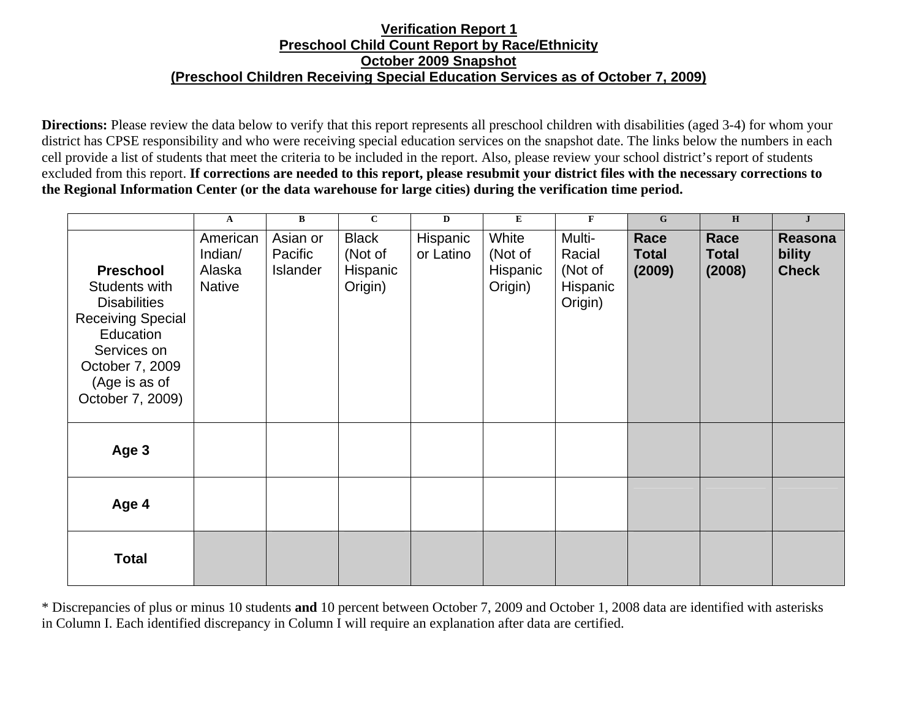**Verification Report 1**
**Preschool Child Count Report by Race/Ethnicity**
**October 2009 Snapshot**
**(Preschool Children Receiving Special Education Services as of October 7, 2009)**

**Directions:** Please review the data below to verify that this report represents all preschool children with disabilities (aged 3-4) for whom your district has CPSE responsibility and who were receiving special education services on the snapshot date. The links below the numbers in each cell provide a list of students that meet the criteria to be included in the report. Also, please review your school district's report of students excluded from this report. **If corrections are needed to this report, please resubmit your district files with the necessary corrections to the Regional Information Center (or the data warehouse for large cities) during the verification time period.**

| | A | B | C | D | E | F | G | H | J |
|---|---|---|---|---|---|---|---|---|---|
| **Preschool** Students with Disabilities Receiving Special Education Services on October 7, 2009 (Age is as of October 7, 2009) | American Indian/ Alaska Native | Asian or Pacific Islander | Black (Not of Hispanic Origin) | Hispanic or Latino | White (Not of Hispanic Origin) | Multi-Racial (Not of Hispanic Origin) | **Race Total (2009)** | **Race Total (2008)** | **Reasonability Check** |
| **Age 3** | | | | | | | | | |
| **Age 4** | | | | | | | | | |
| **Total** | | | | | | | | | |

* Discrepancies of plus or minus 10 students **and** 10 percent between October 7, 2009 and October 1, 2008 data are identified with asterisks in Column I. Each identified discrepancy in Column I will require an explanation after data are certified.